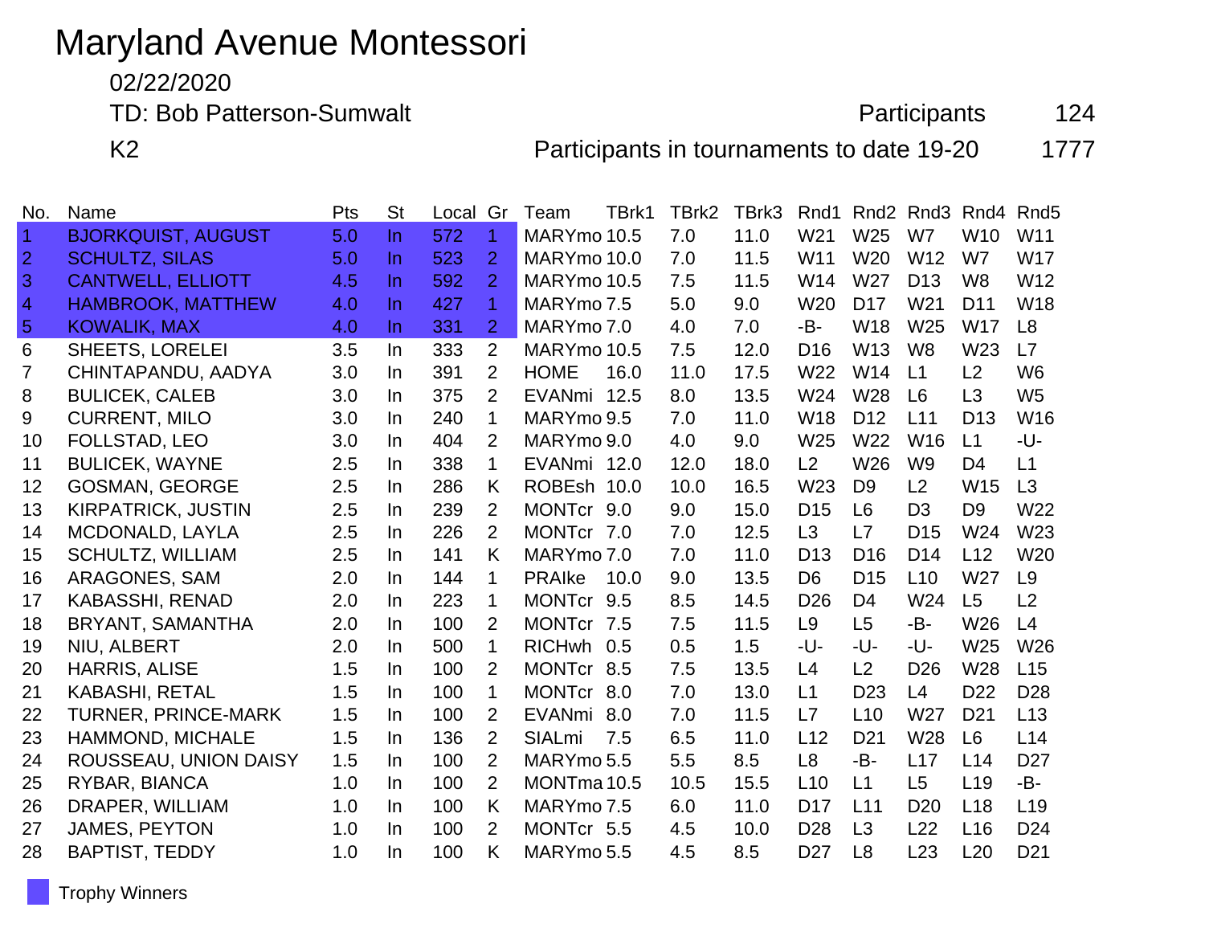# Maryland Avenue Montessori

02/22/2020

TD: Bob Patterson-Sumwalt

K2

Participants 124

Participants in tournaments to date 19-20 1777

| No. | Name | Pts | St | Local | Gr | Team | TBrk1 | TBrk2 | TBrk3 | Rnd1 | Rnd2 | Rnd3 | Rnd4 | Rnd5 |
|---|---|---|---|---|---|---|---|---|---|---|---|---|---|---|
| 1 | BJORKQUIST, AUGUST | 5.0 | In | 572 | 1 | MARYmo | 10.5 | 7.0 | 11.0 | W21 | W25 | W7 | W10 | W11 |
| 2 | SCHULTZ, SILAS | 5.0 | In | 523 | 2 | MARYmo | 10.0 | 7.0 | 11.5 | W11 | W20 | W12 | W7 | W17 |
| 3 | CANTWELL, ELLIOTT | 4.5 | In | 592 | 2 | MARYmo | 10.5 | 7.5 | 11.5 | W14 | W27 | D13 | W8 | W12 |
| 4 | HAMBROOK, MATTHEW | 4.0 | In | 427 | 1 | MARYmo | 7.5 | 5.0 | 9.0 | W20 | D17 | W21 | D11 | W18 |
| 5 | KOWALIK, MAX | 4.0 | In | 331 | 2 | MARYmo | 7.0 | 4.0 | 7.0 | -B- | W18 | W25 | W17 | L8 |
| 6 | SHEETS, LORELEI | 3.5 | In | 333 | 2 | MARYmo | 10.5 | 7.5 | 12.0 | D16 | W13 | W8 | W23 | L7 |
| 7 | CHINTAPANDU, AADYA | 3.0 | In | 391 | 2 | HOME | 16.0 | 11.0 | 17.5 | W22 | W14 | L1 | L2 | W6 |
| 8 | BULICEK, CALEB | 3.0 | In | 375 | 2 | EVANmi | 12.5 | 8.0 | 13.5 | W24 | W28 | L6 | L3 | W5 |
| 9 | CURRENT, MILO | 3.0 | In | 240 | 1 | MARYmo | 9.5 | 7.0 | 11.0 | W18 | D12 | L11 | D13 | W16 |
| 10 | FOLLSTAD, LEO | 3.0 | In | 404 | 2 | MARYmo | 9.0 | 4.0 | 9.0 | W25 | W22 | W16 | L1 | -U- |
| 11 | BULICEK, WAYNE | 2.5 | In | 338 | 1 | EVANmi | 12.0 | 12.0 | 18.0 | L2 | W26 | W9 | D4 | L1 |
| 12 | GOSMAN, GEORGE | 2.5 | In | 286 | K | ROBEsh | 10.0 | 10.0 | 16.5 | W23 | D9 | L2 | W15 | L3 |
| 13 | KIRPATRICK, JUSTIN | 2.5 | In | 239 | 2 | MONTcr | 9.0 | 9.0 | 15.0 | D15 | L6 | D3 | D9 | W22 |
| 14 | MCDONALD, LAYLA | 2.5 | In | 226 | 2 | MONTcr | 7.0 | 7.0 | 12.5 | L3 | L7 | D15 | W24 | W23 |
| 15 | SCHULTZ, WILLIAM | 2.5 | In | 141 | K | MARYmo | 7.0 | 7.0 | 11.0 | D13 | D16 | D14 | L12 | W20 |
| 16 | ARAGONES, SAM | 2.0 | In | 144 | 1 | PRAIke | 10.0 | 9.0 | 13.5 | D6 | D15 | L10 | W27 | L9 |
| 17 | KABASSHI, RENAD | 2.0 | In | 223 | 1 | MONTcr | 9.5 | 8.5 | 14.5 | D26 | D4 | W24 | L5 | L2 |
| 18 | BRYANT, SAMANTHA | 2.0 | In | 100 | 2 | MONTcr | 7.5 | 7.5 | 11.5 | L9 | L5 | -B- | W26 | L4 |
| 19 | NIU, ALBERT | 2.0 | In | 500 | 1 | RICHwh | 0.5 | 0.5 | 1.5 | -U- | -U- | -U- | W25 | W26 |
| 20 | HARRIS, ALISE | 1.5 | In | 100 | 2 | MONTcr | 8.5 | 7.5 | 13.5 | L4 | L2 | D26 | W28 | L15 |
| 21 | KABASHI, RETAL | 1.5 | In | 100 | 1 | MONTcr | 8.0 | 7.0 | 13.0 | L1 | D23 | L4 | D22 | D28 |
| 22 | TURNER, PRINCE-MARK | 1.5 | In | 100 | 2 | EVANmi | 8.0 | 7.0 | 11.5 | L7 | L10 | W27 | D21 | L13 |
| 23 | HAMMOND, MICHALE | 1.5 | In | 136 | 2 | SIALmi | 7.5 | 6.5 | 11.0 | L12 | D21 | W28 | L6 | L14 |
| 24 | ROUSSEAU, UNION DAISY | 1.5 | In | 100 | 2 | MARYmo | 5.5 | 5.5 | 8.5 | L8 | -B- | L17 | L14 | D27 |
| 25 | RYBAR, BIANCA | 1.0 | In | 100 | 2 | MONTma | 10.5 | 10.5 | 15.5 | L10 | L1 | L5 | L19 | -B- |
| 26 | DRAPER, WILLIAM | 1.0 | In | 100 | K | MARYmo | 7.5 | 6.0 | 11.0 | D17 | L11 | D20 | L18 | L19 |
| 27 | JAMES, PEYTON | 1.0 | In | 100 | 2 | MONTcr | 5.5 | 4.5 | 10.0 | D28 | L3 | L22 | L16 | D24 |
| 28 | BAPTIST, TEDDY | 1.0 | In | 100 | K | MARYmo | 5.5 | 4.5 | 8.5 | D27 | L8 | L23 | L20 | D21 |

Trophy Winners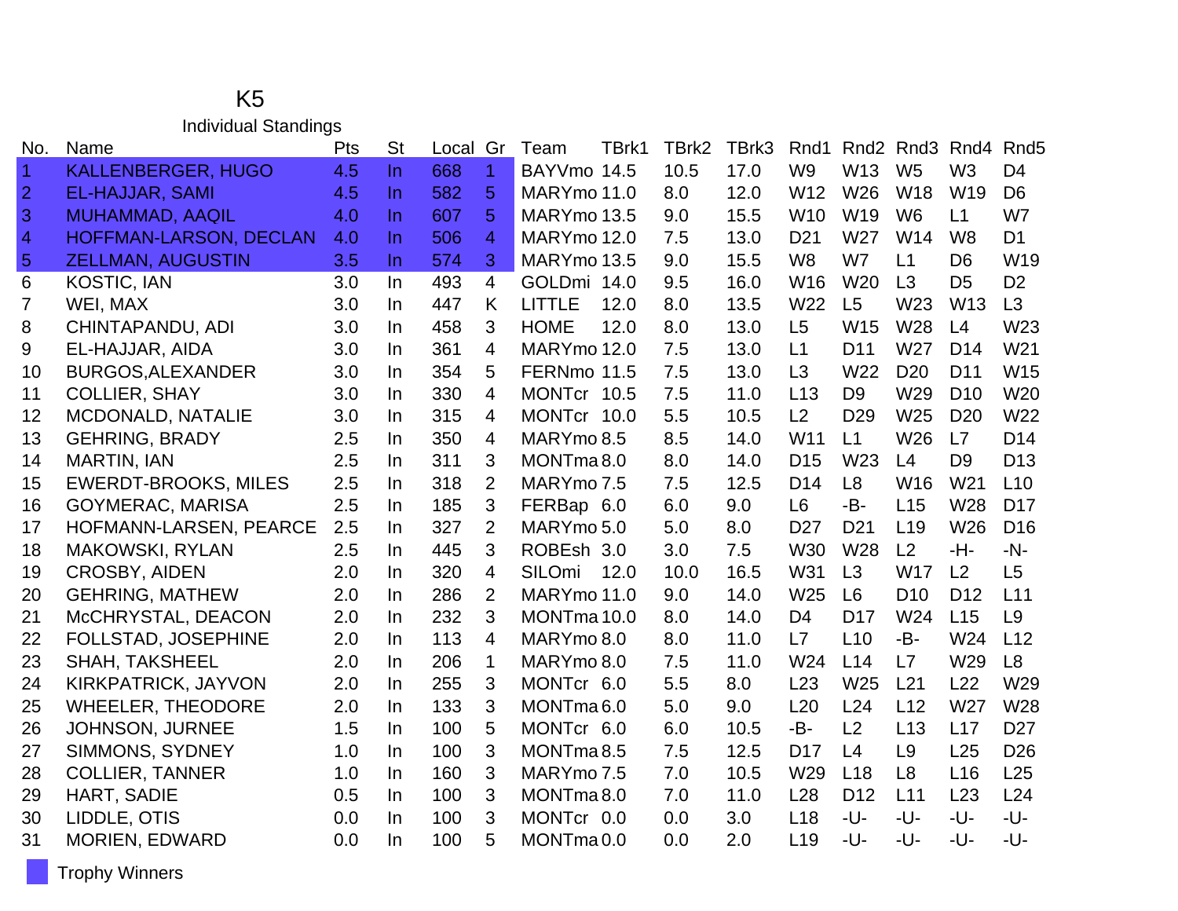# K5

## Individual Standings

| No. | Name | Pts | St | Local | Gr | Team | TBrk1 | TBrk2 | TBrk3 | Rnd1 | Rnd2 | Rnd3 | Rnd4 | Rnd5 |
|---|---|---|---|---|---|---|---|---|---|---|---|---|---|---|
| 1 | KALLENBERGER, HUGO | 4.5 | In | 668 | 1 | BAYVmo | 14.5 | 10.5 | 17.0 | W9 | W13 | W5 | W3 | D4 |
| 2 | EL-HAJJAR, SAMI | 4.5 | In | 582 | 5 | MARYmo | 11.0 | 8.0 | 12.0 | W12 | W26 | W18 | W19 | D6 |
| 3 | MUHAMMAD, AAQIL | 4.0 | In | 607 | 5 | MARYmo | 13.5 | 9.0 | 15.5 | W10 | W19 | W6 | L1 | W7 |
| 4 | HOFFMAN-LARSON, DECLAN | 4.0 | In | 506 | 4 | MARYmo | 12.0 | 7.5 | 13.0 | D21 | W27 | W14 | W8 | D1 |
| 5 | ZELLMAN, AUGUSTIN | 3.5 | In | 574 | 3 | MARYmo | 13.5 | 9.0 | 15.5 | W8 | W7 | L1 | D6 | W19 |
| 6 | KOSTIC, IAN | 3.0 | In | 493 | 4 | GOLDmi | 14.0 | 9.5 | 16.0 | W16 | W20 | L3 | D5 | D2 |
| 7 | WEI, MAX | 3.0 | In | 447 | K | LITTLE | 12.0 | 8.0 | 13.5 | W22 | L5 | W23 | W13 | L3 |
| 8 | CHINTAPANDU, ADI | 3.0 | In | 458 | 3 | HOME | 12.0 | 8.0 | 13.0 | L5 | W15 | W28 | L4 | W23 |
| 9 | EL-HAJJAR, AIDA | 3.0 | In | 361 | 4 | MARYmo | 12.0 | 7.5 | 13.0 | L1 | D11 | W27 | D14 | W21 |
| 10 | BURGOS,ALEXANDER | 3.0 | In | 354 | 5 | FERNmo | 11.5 | 7.5 | 13.0 | L3 | W22 | D20 | D11 | W15 |
| 11 | COLLIER, SHAY | 3.0 | In | 330 | 4 | MONTcr | 10.5 | 7.5 | 11.0 | L13 | D9 | W29 | D10 | W20 |
| 12 | MCDONALD, NATALIE | 3.0 | In | 315 | 4 | MONTcr | 10.0 | 5.5 | 10.5 | L2 | D29 | W25 | D20 | W22 |
| 13 | GEHRING, BRADY | 2.5 | In | 350 | 4 | MARYmo | 8.5 | 8.5 | 14.0 | W11 | L1 | W26 | L7 | D14 |
| 14 | MARTIN, IAN | 2.5 | In | 311 | 3 | MONTma | 8.0 | 8.0 | 14.0 | D15 | W23 | L4 | D9 | D13 |
| 15 | EWERDT-BROOKS, MILES | 2.5 | In | 318 | 2 | MARYmo | 7.5 | 7.5 | 12.5 | D14 | L8 | W16 | W21 | L10 |
| 16 | GOYMERAC, MARISA | 2.5 | In | 185 | 3 | FERBap | 6.0 | 6.0 | 9.0 | L6 | -B- | L15 | W28 | D17 |
| 17 | HOFMANN-LARSEN, PEARCE | 2.5 | In | 327 | 2 | MARYmo | 5.0 | 5.0 | 8.0 | D27 | D21 | L19 | W26 | D16 |
| 18 | MAKOWSKI, RYLAN | 2.5 | In | 445 | 3 | ROBEsh | 3.0 | 3.0 | 7.5 | W30 | W28 | L2 | -H- | -N- |
| 19 | CROSBY, AIDEN | 2.0 | In | 320 | 4 | SILOmi | 12.0 | 10.0 | 16.5 | W31 | L3 | W17 | L2 | L5 |
| 20 | GEHRING, MATHEW | 2.0 | In | 286 | 2 | MARYmo | 11.0 | 9.0 | 14.0 | W25 | L6 | D10 | D12 | L11 |
| 21 | McCHRYSTAL, DEACON | 2.0 | In | 232 | 3 | MONTma | 10.0 | 8.0 | 14.0 | D4 | D17 | W24 | L15 | L9 |
| 22 | FOLLSTAD, JOSEPHINE | 2.0 | In | 113 | 4 | MARYmo | 8.0 | 8.0 | 11.0 | L7 | L10 | -B- | W24 | L12 |
| 23 | SHAH, TAKSHEEL | 2.0 | In | 206 | 1 | MARYmo | 8.0 | 7.5 | 11.0 | W24 | L14 | L7 | W29 | L8 |
| 24 | KIRKPATRICK, JAYVON | 2.0 | In | 255 | 3 | MONTcr | 6.0 | 5.5 | 8.0 | L23 | W25 | L21 | L22 | W29 |
| 25 | WHEELER, THEODORE | 2.0 | In | 133 | 3 | MONTma | 6.0 | 5.0 | 9.0 | L20 | L24 | L12 | W27 | W28 |
| 26 | JOHNSON, JURNEE | 1.5 | In | 100 | 5 | MONTcr | 6.0 | 6.0 | 10.5 | -B- | L2 | L13 | L17 | D27 |
| 27 | SIMMONS, SYDNEY | 1.0 | In | 100 | 3 | MONTma | 8.5 | 7.5 | 12.5 | D17 | L4 | L9 | L25 | D26 |
| 28 | COLLIER, TANNER | 1.0 | In | 160 | 3 | MARYmo | 7.5 | 7.0 | 10.5 | W29 | L18 | L8 | L16 | L25 |
| 29 | HART, SADIE | 0.5 | In | 100 | 3 | MONTma | 8.0 | 7.0 | 11.0 | L28 | D12 | L11 | L23 | L24 |
| 30 | LIDDLE, OTIS | 0.0 | In | 100 | 3 | MONTcr | 0.0 | 0.0 | 3.0 | L18 | -U- | -U- | -U- | -U- |
| 31 | MORIEN, EDWARD | 0.0 | In | 100 | 5 | MONTma | 0.0 | 0.0 | 2.0 | L19 | -U- | -U- | -U- | -U- |

Trophy Winners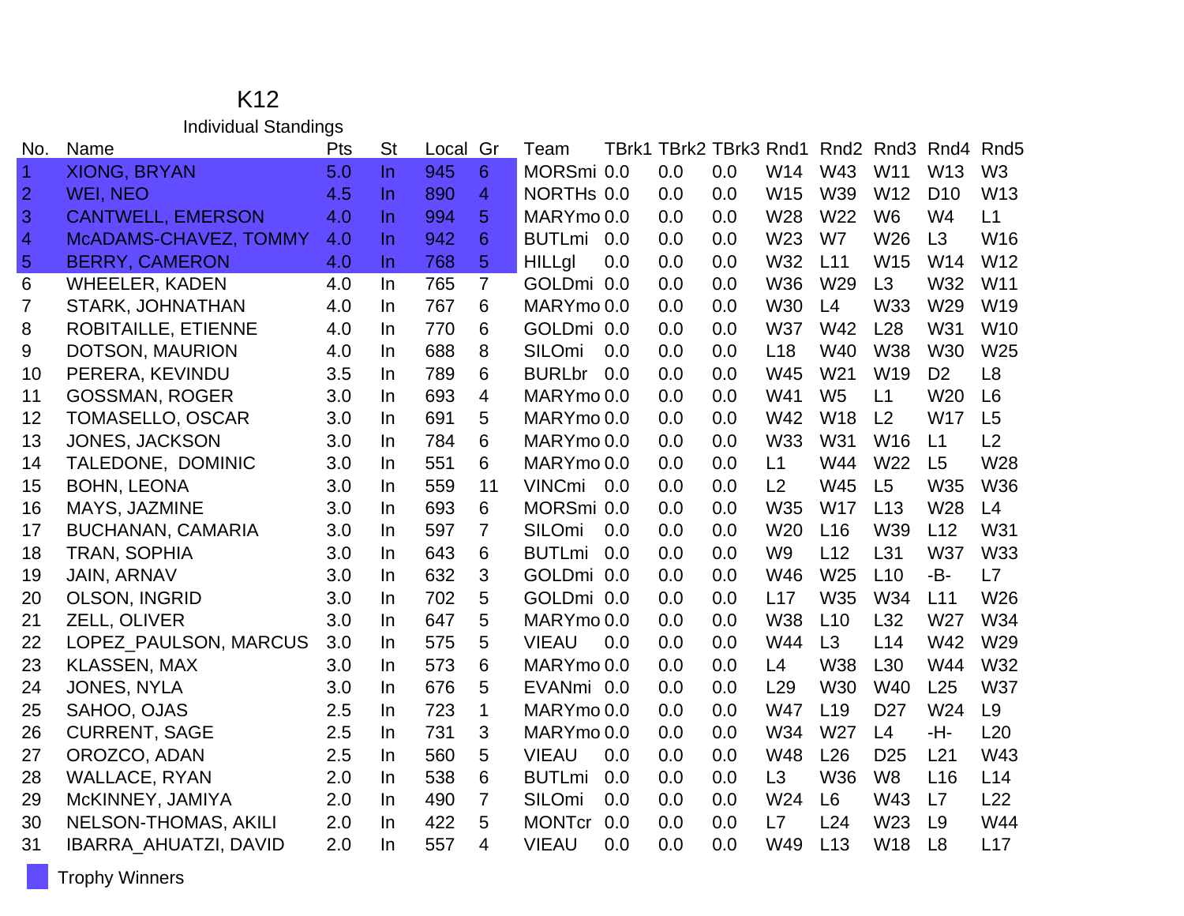# K12

## Individual Standings

| No. | Name | Pts | St | Local | Gr | Team | TBrk1 | TBrk2 | TBrk3 | Rnd1 | Rnd2 | Rnd3 | Rnd4 | Rnd5 |
|---|---|---|---|---|---|---|---|---|---|---|---|---|---|---|
| 1 | XIONG, BRYAN | 5.0 | In | 945 | 6 | MORSmi | 0.0 | 0.0 | 0.0 | W14 | W43 | W11 | W13 | W3 |
| 2 | WEI, NEO | 4.5 | In | 890 | 4 | NORTHs | 0.0 | 0.0 | 0.0 | W15 | W39 | W12 | D10 | W13 |
| 3 | CANTWELL, EMERSON | 4.0 | In | 994 | 5 | MARYmo | 0.0 | 0.0 | 0.0 | W28 | W22 | W6 | W4 | L1 |
| 4 | McADAMS-CHAVEZ, TOMMY | 4.0 | In | 942 | 6 | BUTLmi | 0.0 | 0.0 | 0.0 | W23 | W7 | W26 | L3 | W16 |
| 5 | BERRY, CAMERON | 4.0 | In | 768 | 5 | HILLgl | 0.0 | 0.0 | 0.0 | W32 | L11 | W15 | W14 | W12 |
| 6 | WHEELER, KADEN | 4.0 | In | 765 | 7 | GOLDmi | 0.0 | 0.0 | 0.0 | W36 | W29 | L3 | W32 | W11 |
| 7 | STARK, JOHNATHAN | 4.0 | In | 767 | 6 | MARYmo | 0.0 | 0.0 | 0.0 | W30 | L4 | W33 | W29 | W19 |
| 8 | ROBITAILLE, ETIENNE | 4.0 | In | 770 | 6 | GOLDmi | 0.0 | 0.0 | 0.0 | W37 | W42 | L28 | W31 | W10 |
| 9 | DOTSON, MAURION | 4.0 | In | 688 | 8 | SILOmi | 0.0 | 0.0 | 0.0 | L18 | W40 | W38 | W30 | W25 |
| 10 | PERERA, KEVINDU | 3.5 | In | 789 | 6 | BURLbr | 0.0 | 0.0 | 0.0 | W45 | W21 | W19 | D2 | L8 |
| 11 | GOSSMAN, ROGER | 3.0 | In | 693 | 4 | MARYmo | 0.0 | 0.0 | 0.0 | W41 | W5 | L1 | W20 | L6 |
| 12 | TOMASELLO, OSCAR | 3.0 | In | 691 | 5 | MARYmo | 0.0 | 0.0 | 0.0 | W42 | W18 | L2 | W17 | L5 |
| 13 | JONES, JACKSON | 3.0 | In | 784 | 6 | MARYmo | 0.0 | 0.0 | 0.0 | W33 | W31 | W16 | L1 | L2 |
| 14 | TALEDONE, DOMINIC | 3.0 | In | 551 | 6 | MARYmo | 0.0 | 0.0 | 0.0 | L1 | W44 | W22 | L5 | W28 |
| 15 | BOHN, LEONA | 3.0 | In | 559 | 11 | VINCmi | 0.0 | 0.0 | 0.0 | L2 | W45 | L5 | W35 | W36 |
| 16 | MAYS, JAZMINE | 3.0 | In | 693 | 6 | MORSmi | 0.0 | 0.0 | 0.0 | W35 | W17 | L13 | W28 | L4 |
| 17 | BUCHANAN, CAMARIA | 3.0 | In | 597 | 7 | SILOmi | 0.0 | 0.0 | 0.0 | W20 | L16 | W39 | L12 | W31 |
| 18 | TRAN, SOPHIA | 3.0 | In | 643 | 6 | BUTLmi | 0.0 | 0.0 | 0.0 | W9 | L12 | L31 | W37 | W33 |
| 19 | JAIN, ARNAV | 3.0 | In | 632 | 3 | GOLDmi | 0.0 | 0.0 | 0.0 | W46 | W25 | L10 | -B- | L7 |
| 20 | OLSON, INGRID | 3.0 | In | 702 | 5 | GOLDmi | 0.0 | 0.0 | 0.0 | L17 | W35 | W34 | L11 | W26 |
| 21 | ZELL, OLIVER | 3.0 | In | 647 | 5 | MARYmo | 0.0 | 0.0 | 0.0 | W38 | L10 | L32 | W27 | W34 |
| 22 | LOPEZ_PAULSON, MARCUS | 3.0 | In | 575 | 5 | VIEAU | 0.0 | 0.0 | 0.0 | W44 | L3 | L14 | W42 | W29 |
| 23 | KLASSEN, MAX | 3.0 | In | 573 | 6 | MARYmo | 0.0 | 0.0 | 0.0 | L4 | W38 | L30 | W44 | W32 |
| 24 | JONES, NYLA | 3.0 | In | 676 | 5 | EVANmi | 0.0 | 0.0 | 0.0 | L29 | W30 | W40 | L25 | W37 |
| 25 | SAHOO, OJAS | 2.5 | In | 723 | 1 | MARYmo | 0.0 | 0.0 | 0.0 | W47 | L19 | D27 | W24 | L9 |
| 26 | CURRENT, SAGE | 2.5 | In | 731 | 3 | MARYmo | 0.0 | 0.0 | 0.0 | W34 | W27 | L4 | -H- | L20 |
| 27 | OROZCO, ADAN | 2.5 | In | 560 | 5 | VIEAU | 0.0 | 0.0 | 0.0 | W48 | L26 | D25 | L21 | W43 |
| 28 | WALLACE, RYAN | 2.0 | In | 538 | 6 | BUTLmi | 0.0 | 0.0 | 0.0 | L3 | W36 | W8 | L16 | L14 |
| 29 | McKINNEY, JAMIYA | 2.0 | In | 490 | 7 | SILOmi | 0.0 | 0.0 | 0.0 | W24 | L6 | W43 | L7 | L22 |
| 30 | NELSON-THOMAS, AKILI | 2.0 | In | 422 | 5 | MONTcr | 0.0 | 0.0 | 0.0 | L7 | L24 | W23 | L9 | W44 |
| 31 | IBARRA_AHUATZI, DAVID | 2.0 | In | 557 | 4 | VIEAU | 0.0 | 0.0 | 0.0 | W49 | L13 | W18 | L8 | L17 |

Trophy Winners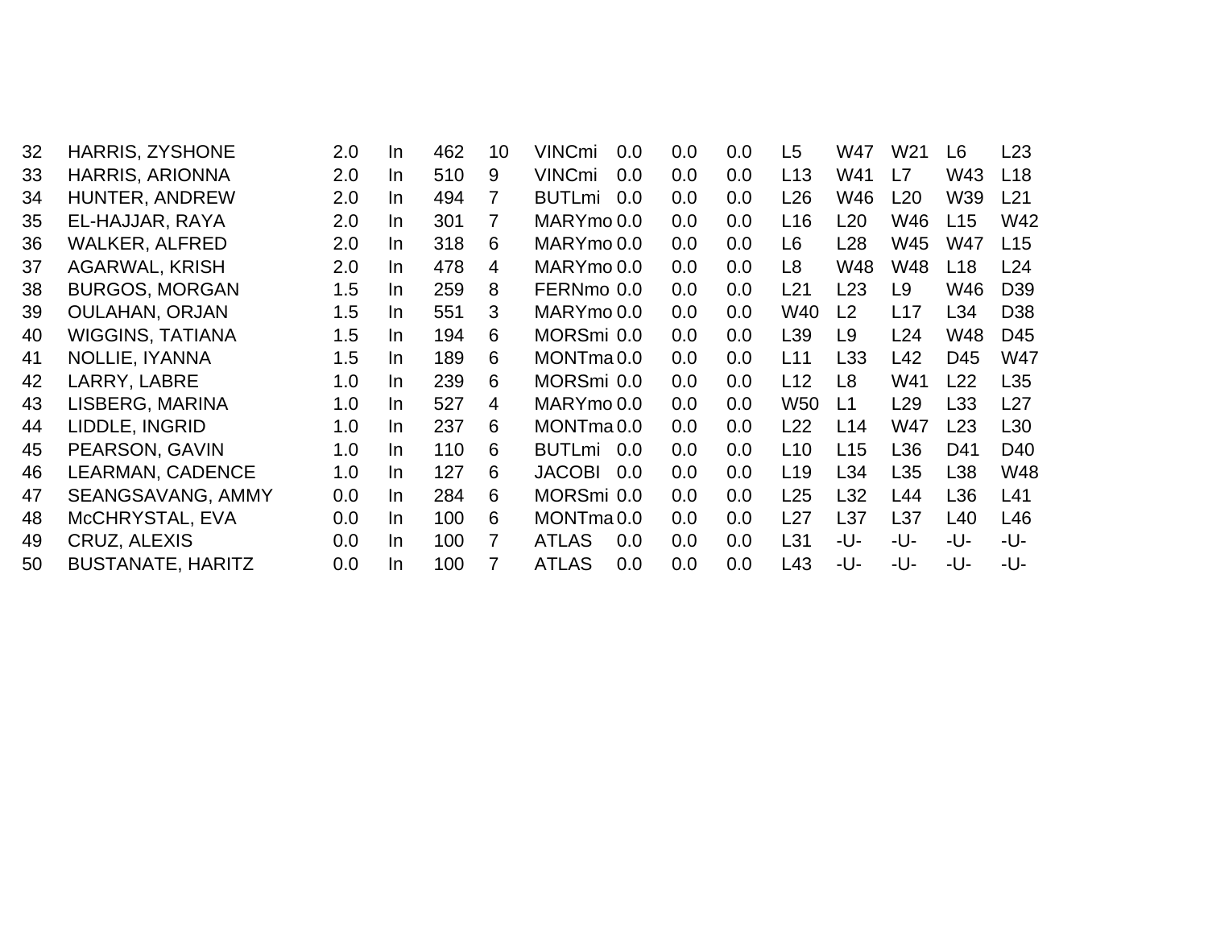| | | | | | | | | | | | | | | |
|---|---|---|---|---|---|---|---|---|---|---|---|---|---|---|
| 32 | HARRIS, ZYSHONE | 2.0 | In | 462 | 10 | VINCmi | 0.0 | 0.0 | 0.0 | L5 | W47 | W21 | L6 | L23 |
| 33 | HARRIS, ARIONNA | 2.0 | In | 510 | 9 | VINCmi | 0.0 | 0.0 | 0.0 | L13 | W41 | L7 | W43 | L18 |
| 34 | HUNTER, ANDREW | 2.0 | In | 494 | 7 | BUTLmi | 0.0 | 0.0 | 0.0 | L26 | W46 | L20 | W39 | L21 |
| 35 | EL-HAJJAR, RAYA | 2.0 | In | 301 | 7 | MARYmo | 0.0 | 0.0 | 0.0 | L16 | L20 | W46 | L15 | W42 |
| 36 | WALKER, ALFRED | 2.0 | In | 318 | 6 | MARYmo | 0.0 | 0.0 | 0.0 | L6 | L28 | W45 | W47 | L15 |
| 37 | AGARWAL, KRISH | 2.0 | In | 478 | 4 | MARYmo | 0.0 | 0.0 | 0.0 | L8 | W48 | W48 | L18 | L24 |
| 38 | BURGOS, MORGAN | 1.5 | In | 259 | 8 | FERNmo | 0.0 | 0.0 | 0.0 | L21 | L23 | L9 | W46 | D39 |
| 39 | OULAHAN, ORJAN | 1.5 | In | 551 | 3 | MARYmo | 0.0 | 0.0 | 0.0 | W40 | L2 | L17 | L34 | D38 |
| 40 | WIGGINS, TATIANA | 1.5 | In | 194 | 6 | MORSmi | 0.0 | 0.0 | 0.0 | L39 | L9 | L24 | W48 | D45 |
| 41 | NOLLIE, IYANNA | 1.5 | In | 189 | 6 | MONTma | 0.0 | 0.0 | 0.0 | L11 | L33 | L42 | D45 | W47 |
| 42 | LARRY, LABRE | 1.0 | In | 239 | 6 | MORSmi | 0.0 | 0.0 | 0.0 | L12 | L8 | W41 | L22 | L35 |
| 43 | LISBERG, MARINA | 1.0 | In | 527 | 4 | MARYmo | 0.0 | 0.0 | 0.0 | W50 | L1 | L29 | L33 | L27 |
| 44 | LIDDLE, INGRID | 1.0 | In | 237 | 6 | MONTma | 0.0 | 0.0 | 0.0 | L22 | L14 | W47 | L23 | L30 |
| 45 | PEARSON, GAVIN | 1.0 | In | 110 | 6 | BUTLmi | 0.0 | 0.0 | 0.0 | L10 | L15 | L36 | D41 | D40 |
| 46 | LEARMAN, CADENCE | 1.0 | In | 127 | 6 | JACOBI | 0.0 | 0.0 | 0.0 | L19 | L34 | L35 | L38 | W48 |
| 47 | SEANGSAVANG, AMMY | 0.0 | In | 284 | 6 | MORSmi | 0.0 | 0.0 | 0.0 | L25 | L32 | L44 | L36 | L41 |
| 48 | McCHRYSTAL, EVA | 0.0 | In | 100 | 6 | MONTma | 0.0 | 0.0 | 0.0 | L27 | L37 | L37 | L40 | L46 |
| 49 | CRUZ, ALEXIS | 0.0 | In | 100 | 7 | ATLAS | 0.0 | 0.0 | 0.0 | L31 | -U- | -U- | -U- | -U- |
| 50 | BUSTANATE, HARITZ | 0.0 | In | 100 | 7 | ATLAS | 0.0 | 0.0 | 0.0 | L43 | -U- | -U- | -U- | -U- |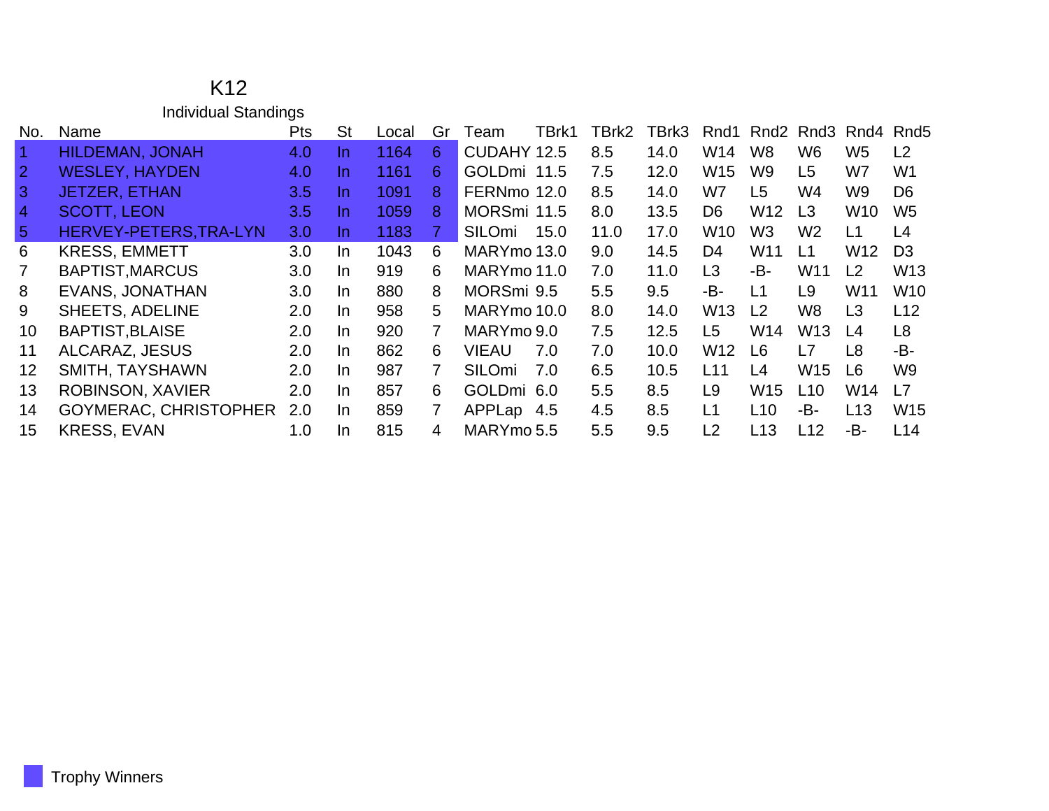# K12

## Individual Standings

| No. | Name | Pts | St | Local | Gr | Team | TBrk1 | TBrk2 | TBrk3 | Rnd1 | Rnd2 | Rnd3 | Rnd4 | Rnd5 |
|---|---|---|---|---|---|---|---|---|---|---|---|---|---|---|
| 1 | HILDEMAN, JONAH | 4.0 | In | 1164 | 6 | CUDAHY | 12.5 | 8.5 | 14.0 | W14 | W8 | W6 | W5 | L2 |
| 2 | WESLEY, HAYDEN | 4.0 | In | 1161 | 6 | GOLDmi | 11.5 | 7.5 | 12.0 | W15 | W9 | L5 | W7 | W1 |
| 3 | JETZER, ETHAN | 3.5 | In | 1091 | 8 | FERNmo | 12.0 | 8.5 | 14.0 | W7 | L5 | W4 | W9 | D6 |
| 4 | SCOTT, LEON | 3.5 | In | 1059 | 8 | MORSmi | 11.5 | 8.0 | 13.5 | D6 | W12 | L3 | W10 | W5 |
| 5 | HERVEY-PETERS,TRA-LYN | 3.0 | In | 1183 | 7 | SILOmi | 15.0 | 11.0 | 17.0 | W10 | W3 | W2 | L1 | L4 |
| 6 | KRESS, EMMETT | 3.0 | In | 1043 | 6 | MARYmo | 13.0 | 9.0 | 14.5 | D4 | W11 | L1 | W12 | D3 |
| 7 | BAPTIST,MARCUS | 3.0 | In | 919 | 6 | MARYmo | 11.0 | 7.0 | 11.0 | L3 | -B- | W11 | L2 | W13 |
| 8 | EVANS, JONATHAN | 3.0 | In | 880 | 8 | MORSmi | 9.5 | 5.5 | 9.5 | -B- | L1 | L9 | W11 | W10 |
| 9 | SHEETS, ADELINE | 2.0 | In | 958 | 5 | MARYmo | 10.0 | 8.0 | 14.0 | W13 | L2 | W8 | L3 | L12 |
| 10 | BAPTIST,BLAISE | 2.0 | In | 920 | 7 | MARYmo | 9.0 | 7.5 | 12.5 | L5 | W14 | W13 | L4 | L8 |
| 11 | ALCARAZ, JESUS | 2.0 | In | 862 | 6 | VIEAU | 7.0 | 7.0 | 10.0 | W12 | L6 | L7 | L8 | -B- |
| 12 | SMITH, TAYSHAWN | 2.0 | In | 987 | 7 | SILOmi | 7.0 | 6.5 | 10.5 | L11 | L4 | W15 | L6 | W9 |
| 13 | ROBINSON, XAVIER | 2.0 | In | 857 | 6 | GOLDmi | 6.0 | 5.5 | 8.5 | L9 | W15 | L10 | W14 | L7 |
| 14 | GOYMERAC, CHRISTOPHER | 2.0 | In | 859 | 7 | APPLap | 4.5 | 4.5 | 8.5 | L1 | L10 | -B- | L13 | W15 |
| 15 | KRESS, EVAN | 1.0 | In | 815 | 4 | MARYmo | 5.5 | 5.5 | 9.5 | L2 | L13 | L12 | -B- | L14 |

Trophy Winners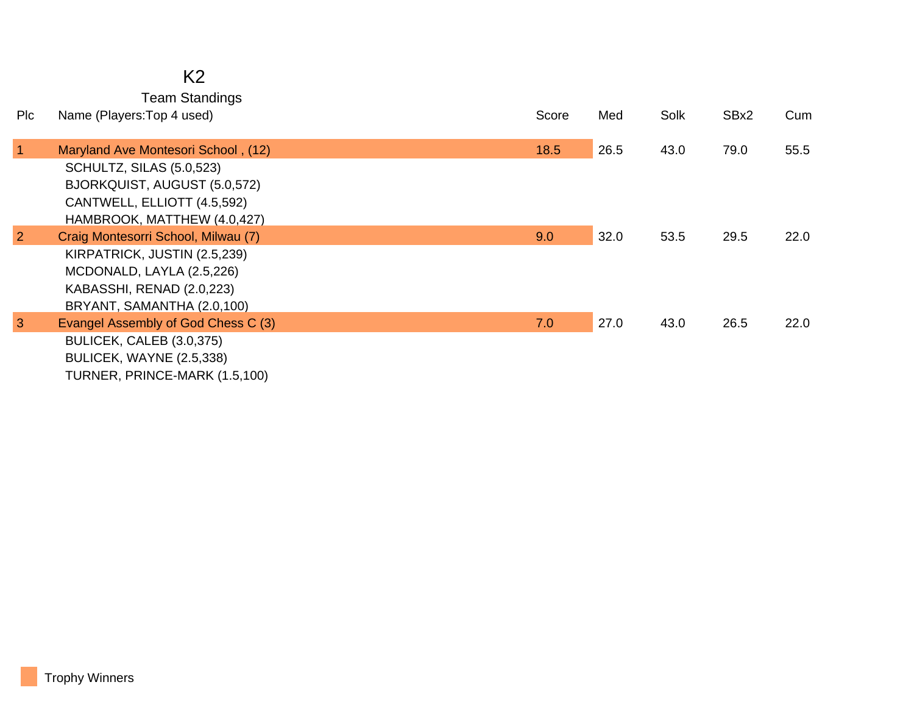# K2

## Team Standings

| Plc | Name (Players:Top 4 used) | Score | Med | Solk | SBx2 | Cum |
|---|---|---|---|---|---|---|
| 1 | Maryland Ave Montesori School , (12) | 18.5 | 26.5 | 43.0 | 79.0 | 55.5 |
| | SCHULTZ, SILAS (5.0,523) | | | | | |
| | BJORKQUIST, AUGUST (5.0,572) | | | | | |
| | CANTWELL, ELLIOTT (4.5,592) | | | | | |
| | HAMBROOK, MATTHEW (4.0,427) | | | | | |
| 2 | Craig Montesorri School, Milwau (7) | 9.0 | 32.0 | 53.5 | 29.5 | 22.0 |
| | KIRPATRICK, JUSTIN (2.5,239) | | | | | |
| | MCDONALD, LAYLA (2.5,226) | | | | | |
| | KABASSHI, RENAD (2.0,223) | | | | | |
| | BRYANT, SAMANTHA (2.0,100) | | | | | |
| 3 | Evangel Assembly of God Chess C (3) | 7.0 | 27.0 | 43.0 | 26.5 | 22.0 |
| | BULICEK, CALEB (3.0,375) | | | | | |
| | BULICEK, WAYNE (2.5,338) | | | | | |
| | TURNER, PRINCE-MARK (1.5,100) | | | | | |

Trophy Winners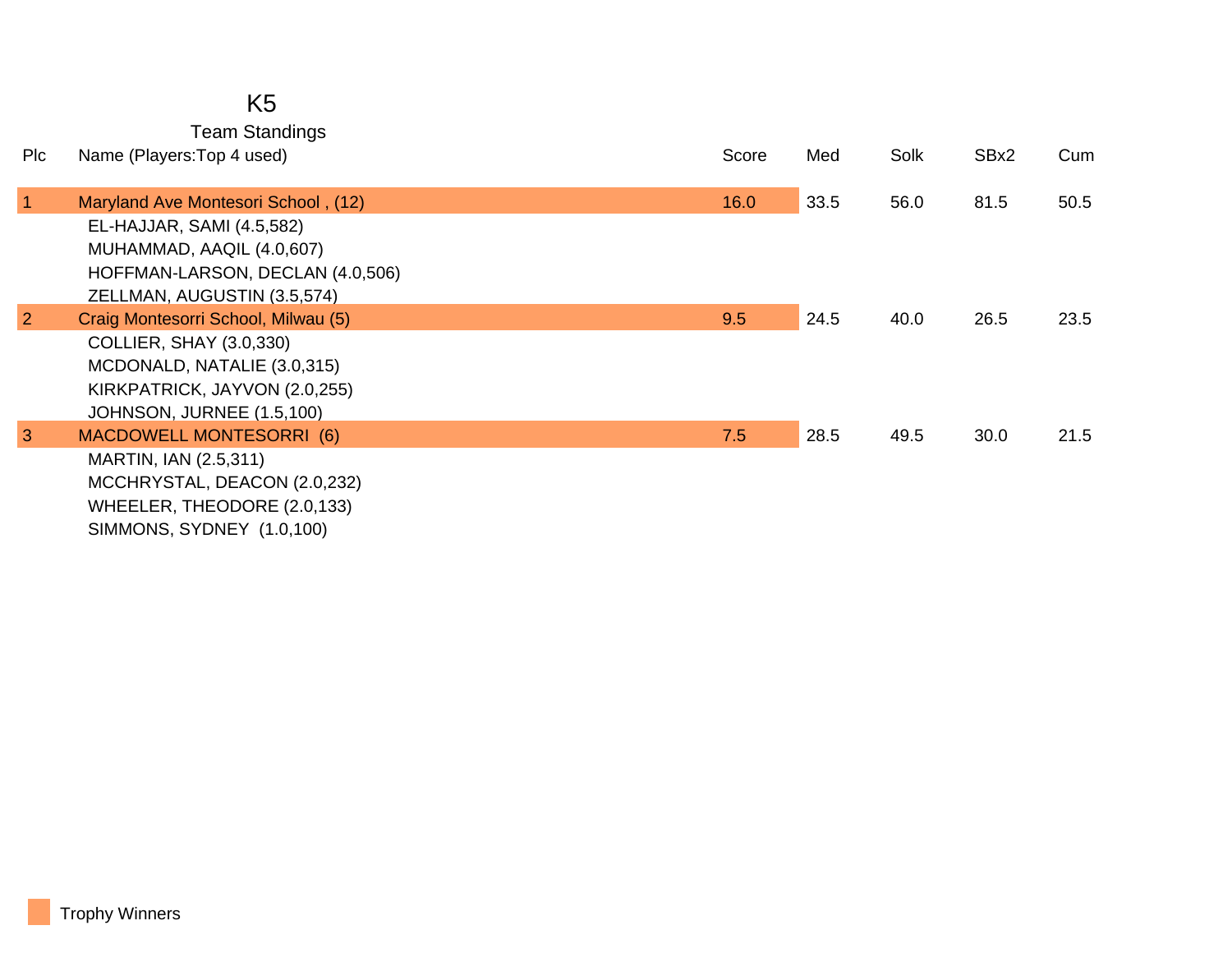# K5

## Team Standings

| Plc | Name (Players:Top 4 used) | Score | Med | Solk | SBx2 | Cum |
|---|---|---|---|---|---|---|
| 1 | Maryland Ave Montesori School , (12) | 16.0 | 33.5 | 56.0 | 81.5 | 50.5 |
| | EL-HAJJAR, SAMI (4.5,582) | | | | | |
| | MUHAMMAD, AAQIL (4.0,607) | | | | | |
| | HOFFMAN-LARSON, DECLAN (4.0,506) | | | | | |
| | ZELLMAN, AUGUSTIN (3.5,574) | | | | | |
| 2 | Craig Montesorri School, Milwau (5) | 9.5 | 24.5 | 40.0 | 26.5 | 23.5 |
| | COLLIER, SHAY (3.0,330) | | | | | |
| | MCDONALD, NATALIE (3.0,315) | | | | | |
| | KIRKPATRICK, JAYVON (2.0,255) | | | | | |
| | JOHNSON, JURNEE (1.5,100) | | | | | |
| 3 | MACDOWELL MONTESORRI (6) | 7.5 | 28.5 | 49.5 | 30.0 | 21.5 |
| | MARTIN, IAN (2.5,311) | | | | | |
| | MCCHRYSTAL, DEACON (2.0,232) | | | | | |
| | WHEELER, THEODORE (2.0,133) | | | | | |
| | SIMMONS, SYDNEY (1.0,100) | | | | | |

Trophy Winners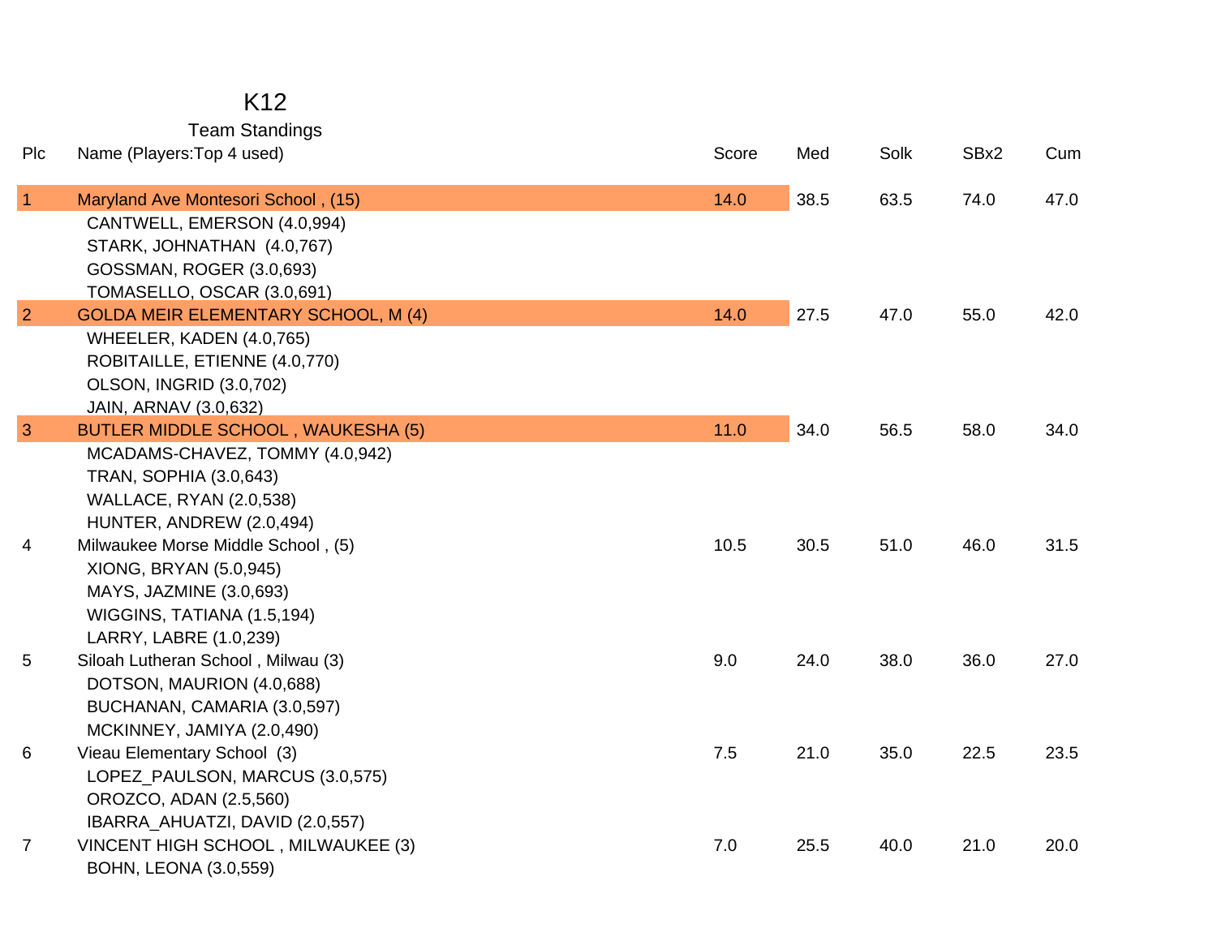# K12

## Team Standings

| Plc | Name (Players:Top 4 used) | Score | Med | Solk | SBx2 | Cum |
|---|---|---|---|---|---|---|
| 1 | Maryland Ave Montesori School , (15) | 14.0 | 38.5 | 63.5 | 74.0 | 47.0 |
| | CANTWELL, EMERSON (4.0,994) | | | | | |
| | STARK, JOHNATHAN (4.0,767) | | | | | |
| | GOSSMAN, ROGER (3.0,693) | | | | | |
| | TOMASELLO, OSCAR (3.0,691) | | | | | |
| 2 | GOLDA MEIR ELEMENTARY SCHOOL, M (4) | 14.0 | 27.5 | 47.0 | 55.0 | 42.0 |
| | WHEELER, KADEN (4.0,765) | | | | | |
| | ROBITAILLE, ETIENNE (4.0,770) | | | | | |
| | OLSON, INGRID (3.0,702) | | | | | |
| | JAIN, ARNAV (3.0,632) | | | | | |
| 3 | BUTLER MIDDLE SCHOOL , WAUKESHA (5) | 11.0 | 34.0 | 56.5 | 58.0 | 34.0 |
| | MCADAMS-CHAVEZ, TOMMY (4.0,942) | | | | | |
| | TRAN, SOPHIA (3.0,643) | | | | | |
| | WALLACE, RYAN (2.0,538) | | | | | |
| | HUNTER, ANDREW (2.0,494) | | | | | |
| 4 | Milwaukee Morse Middle School , (5) | 10.5 | 30.5 | 51.0 | 46.0 | 31.5 |
| | XIONG, BRYAN (5.0,945) | | | | | |
| | MAYS, JAZMINE (3.0,693) | | | | | |
| | WIGGINS, TATIANA (1.5,194) | | | | | |
| | LARRY, LABRE (1.0,239) | | | | | |
| 5 | Siloah Lutheran School , Milwau (3) | 9.0 | 24.0 | 38.0 | 36.0 | 27.0 |
| | DOTSON, MAURION (4.0,688) | | | | | |
| | BUCHANAN, CAMARIA (3.0,597) | | | | | |
| | MCKINNEY, JAMIYA (2.0,490) | | | | | |
| 6 | Vieau Elementary School (3) | 7.5 | 21.0 | 35.0 | 22.5 | 23.5 |
| | LOPEZ_PAULSON, MARCUS (3.0,575) | | | | | |
| | OROZCO, ADAN (2.5,560) | | | | | |
| | IBARRA_AHUATZI, DAVID (2.0,557) | | | | | |
| 7 | VINCENT HIGH SCHOOL , MILWAUKEE (3) | 7.0 | 25.5 | 40.0 | 21.0 | 20.0 |
| | BOHN, LEONA (3.0,559) | | | | | |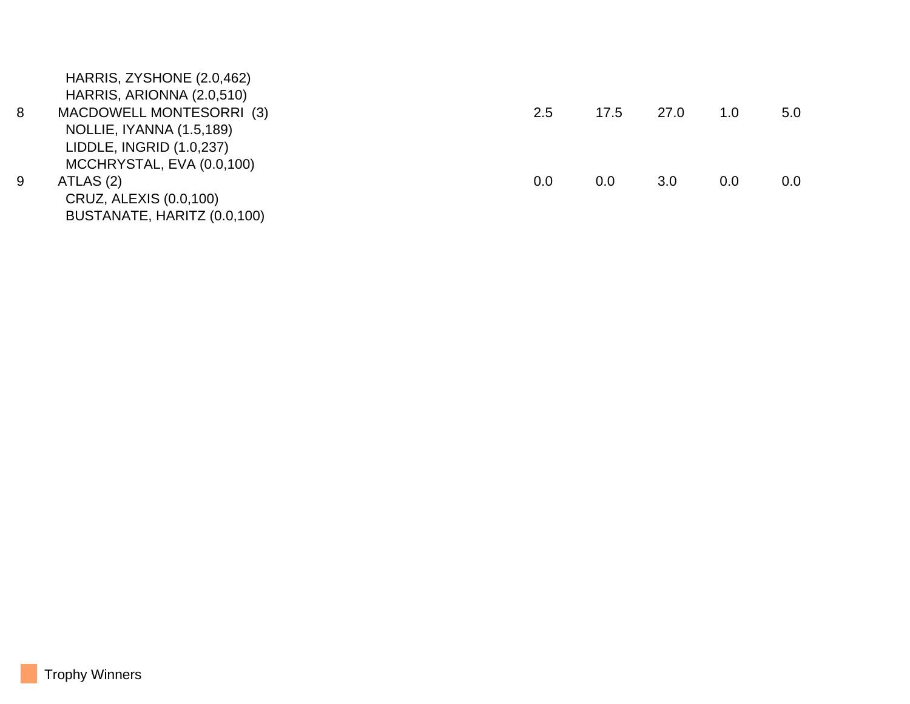| | | | | | | |
|---|---|---|---|---|---|---|
| | HARRIS, ZYSHONE (2.0,462) | | | | | |
| | HARRIS, ARIONNA (2.0,510) | | | | | |
| 8 | MACDOWELL MONTESORRI (3) | 2.5 | 17.5 | 27.0 | 1.0 | 5.0 |
| | NOLLIE, IYANNA (1.5,189) | | | | | |
| | LIDDLE, INGRID (1.0,237) | | | | | |
| | MCCHRYSTAL, EVA (0.0,100) | | | | | |
| 9 | ATLAS (2) | 0.0 | 0.0 | 3.0 | 0.0 | 0.0 |
| | CRUZ, ALEXIS (0.0,100) | | | | | |
| | BUSTANATE, HARITZ (0.0,100) | | | | | |

Trophy Winners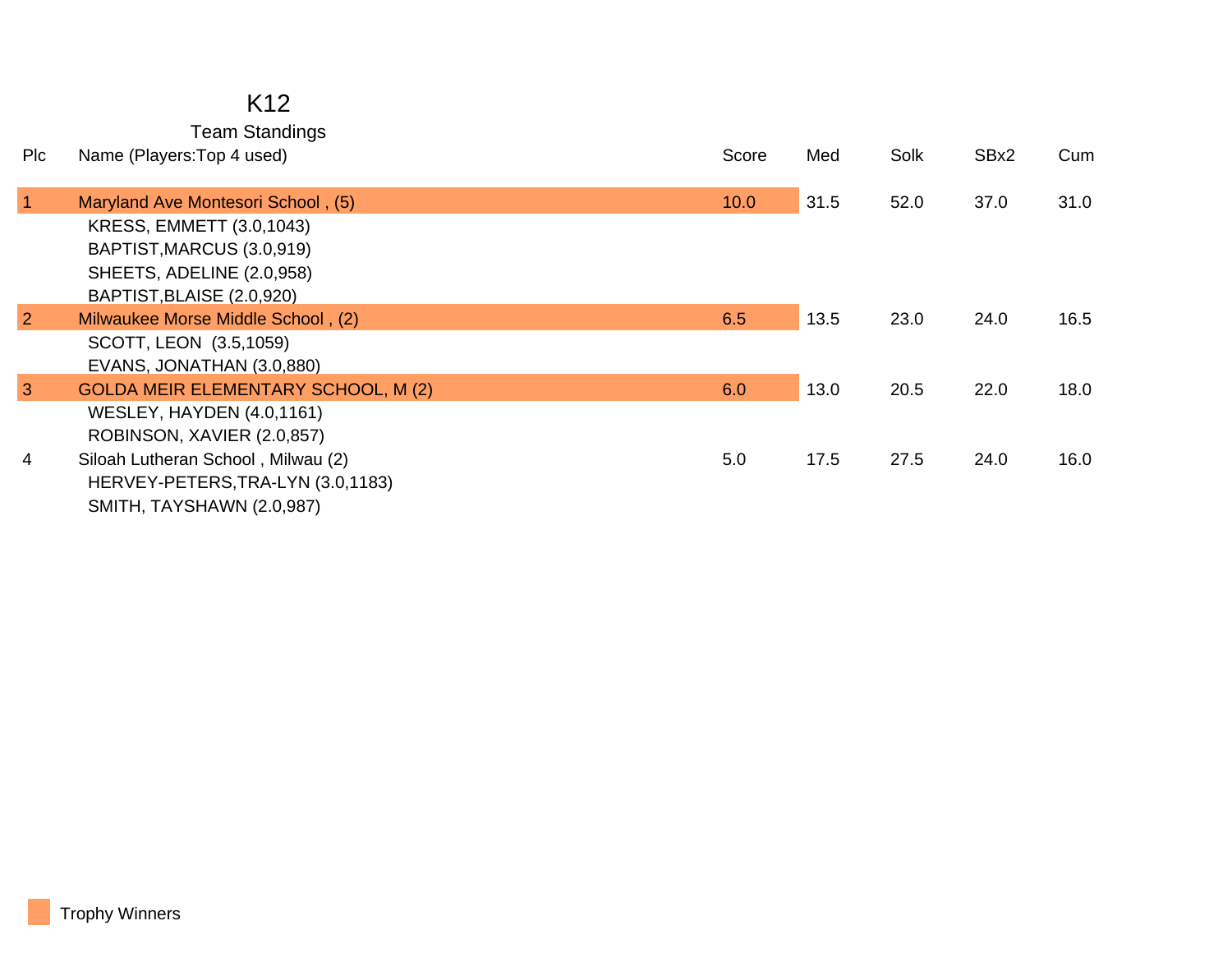# K12

## Team Standings

| Plc | Name (Players:Top 4 used) | Score | Med | Solk | SBx2 | Cum |
|---|---|---|---|---|---|---|
| 1 | Maryland Ave Montesori School , (5) | 10.0 | 31.5 | 52.0 | 37.0 | 31.0 |
| | KRESS, EMMETT (3.0,1043) | | | | | |
| | BAPTIST,MARCUS (3.0,919) | | | | | |
| | SHEETS, ADELINE (2.0,958) | | | | | |
| | BAPTIST,BLAISE (2.0,920) | | | | | |
| 2 | Milwaukee Morse Middle School , (2) | 6.5 | 13.5 | 23.0 | 24.0 | 16.5 |
| | SCOTT, LEON (3.5,1059) | | | | | |
| | EVANS, JONATHAN (3.0,880) | | | | | |
| 3 | GOLDA MEIR ELEMENTARY SCHOOL, M (2) | 6.0 | 13.0 | 20.5 | 22.0 | 18.0 |
| | WESLEY, HAYDEN (4.0,1161) | | | | | |
| | ROBINSON, XAVIER (2.0,857) | | | | | |
| 4 | Siloah Lutheran School , Milwau (2) | 5.0 | 17.5 | 27.5 | 24.0 | 16.0 |
| | HERVEY-PETERS,TRA-LYN (3.0,1183) | | | | | |
| | SMITH, TAYSHAWN (2.0,987) | | | | | |

Trophy Winners